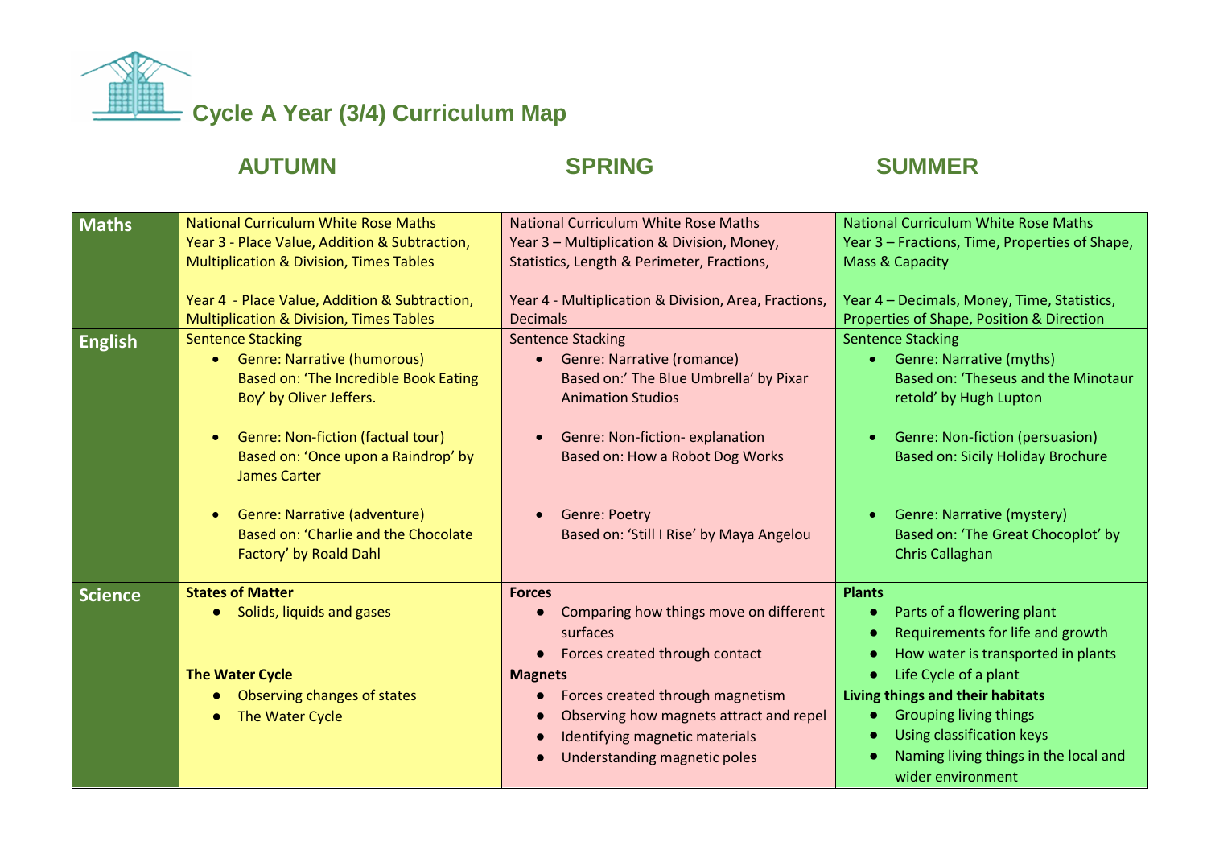# Cycle A Year (3/4) Curriculum Map

| | AUTUMN | SPRING | SUMMER |
|---|---|---|---|
| **Maths** | National Curriculum White Rose Maths<br>Year 3 - Place Value, Addition & Subtraction, Multiplication & Division, Times Tables<br><br>Year 4 - Place Value, Addition & Subtraction, Multiplication & Division, Times Tables | National Curriculum White Rose Maths<br>Year 3 – Multiplication & Division, Money, Statistics, Length & Perimeter, Fractions,<br><br>Year 4 - Multiplication & Division, Area, Fractions, Decimals | National Curriculum White Rose Maths<br>Year 3 – Fractions, Time, Properties of Shape, Mass & Capacity<br><br>Year 4 – Decimals, Money, Time, Statistics, Properties of Shape, Position & Direction |
| **English** | Sentence Stacking<br>• Genre: Narrative (humorous)<br>Based on: 'The Incredible Book Eating Boy' by Oliver Jeffers.<br>• Genre: Non-fiction (factual tour)<br>Based on: 'Once upon a Raindrop' by James Carter<br>• Genre: Narrative (adventure)<br>Based on: 'Charlie and the Chocolate Factory' by Roald Dahl | Sentence Stacking<br>• Genre: Narrative (romance)<br>Based on:' The Blue Umbrella' by Pixar Animation Studios<br>• Genre: Non-fiction- explanation<br>Based on: How a Robot Dog Works<br>• Genre: Poetry<br>Based on: 'Still I Rise' by Maya Angelou | Sentence Stacking<br>• Genre: Narrative (myths)<br>Based on: 'Theseus and the Minotaur retold' by Hugh Lupton<br>• Genre: Non-fiction (persuasion)<br>Based on: Sicily Holiday Brochure<br>• Genre: Narrative (mystery)<br>Based on: 'The Great Chocoplot' by Chris Callaghan |
| **Science** | **States of Matter**<br>• Solids, liquids and gases<br><br>**The Water Cycle**<br>• Observing changes of states<br>• The Water Cycle | **Forces**<br>• Comparing how things move on different surfaces<br>• Forces created through contact<br>**Magnets**<br>• Forces created through magnetism<br>• Observing how magnets attract and repel<br>• Identifying magnetic materials<br>• Understanding magnetic poles | **Plants**<br>• Parts of a flowering plant<br>• Requirements for life and growth<br>• How water is transported in plants<br>• Life Cycle of a plant<br>**Living things and their habitats**<br>• Grouping living things<br>• Using classification keys<br>• Naming living things in the local and wider environment |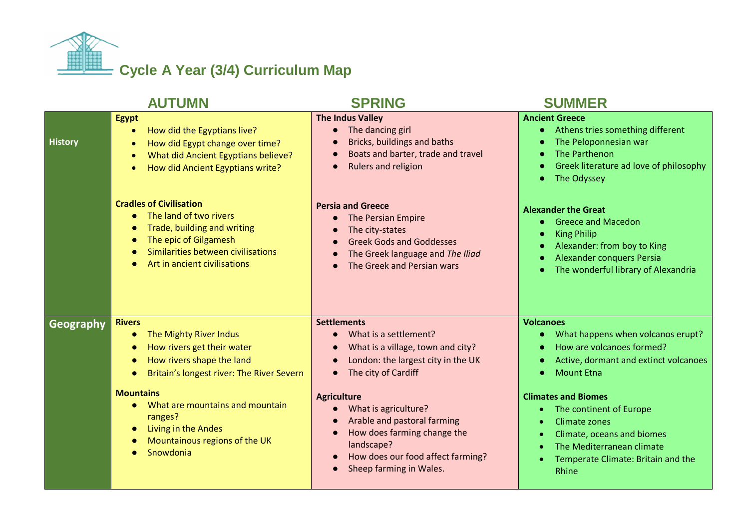# Cycle A Year (3/4) Curriculum Map

| | AUTUMN | SPRING | SUMMER |
|---|---|---|---|
| **History** | **Egypt**<br>• How did the Egyptians live?<br>• How did Egypt change over time?<br>• What did Ancient Egyptians believe?<br>• How did Ancient Egyptians write?<br><br>**Cradles of Civilisation**<br>• The land of two rivers<br>• Trade, building and writing<br>• The epic of Gilgamesh<br>• Similarities between civilisations<br>• Art in ancient civilisations | **The Indus Valley**<br>• The dancing girl<br>• Bricks, buildings and baths<br>• Boats and barter, trade and travel<br>• Rulers and religion<br><br>**Persia and Greece**<br>• The Persian Empire<br>• The city-states<br>• Greek Gods and Goddesses<br>• The Greek language and *The Iliad*<br>• The Greek and Persian wars | **Ancient Greece**<br>• Athens tries something different<br>• The Peloponnesian war<br>• The Parthenon<br>• Greek literature ad love of philosophy<br>• The Odyssey<br><br>**Alexander the Great**<br>• Greece and Macedon<br>• King Philip<br>• Alexander: from boy to King<br>• Alexander conquers Persia<br>• The wonderful library of Alexandria |
| **Geography** | **Rivers**<br>• The Mighty River Indus<br>• How rivers get their water<br>• How rivers shape the land<br>• Britain's longest river: The River Severn<br><br>**Mountains**<br>• What are mountains and mountain ranges?<br>• Living in the Andes<br>• Mountainous regions of the UK<br>• Snowdonia | **Settlements**<br>• What is a settlement?<br>• What is a village, town and city?<br>• London: the largest city in the UK<br>• The city of Cardiff<br><br>**Agriculture**<br>• What is agriculture?<br>• Arable and pastoral farming<br>• How does farming change the landscape?<br>• How does our food affect farming?<br>• Sheep farming in Wales. | **Volcanoes**<br>• What happens when volcanos erupt?<br>• How are volcanoes formed?<br>• Active, dormant and extinct volcanoes<br>• Mount Etna<br><br>**Climates and Biomes**<br>• The continent of Europe<br>• Climate zones<br>• Climate, oceans and biomes<br>• The Mediterranean climate<br>• Temperate Climate: Britain and the Rhine |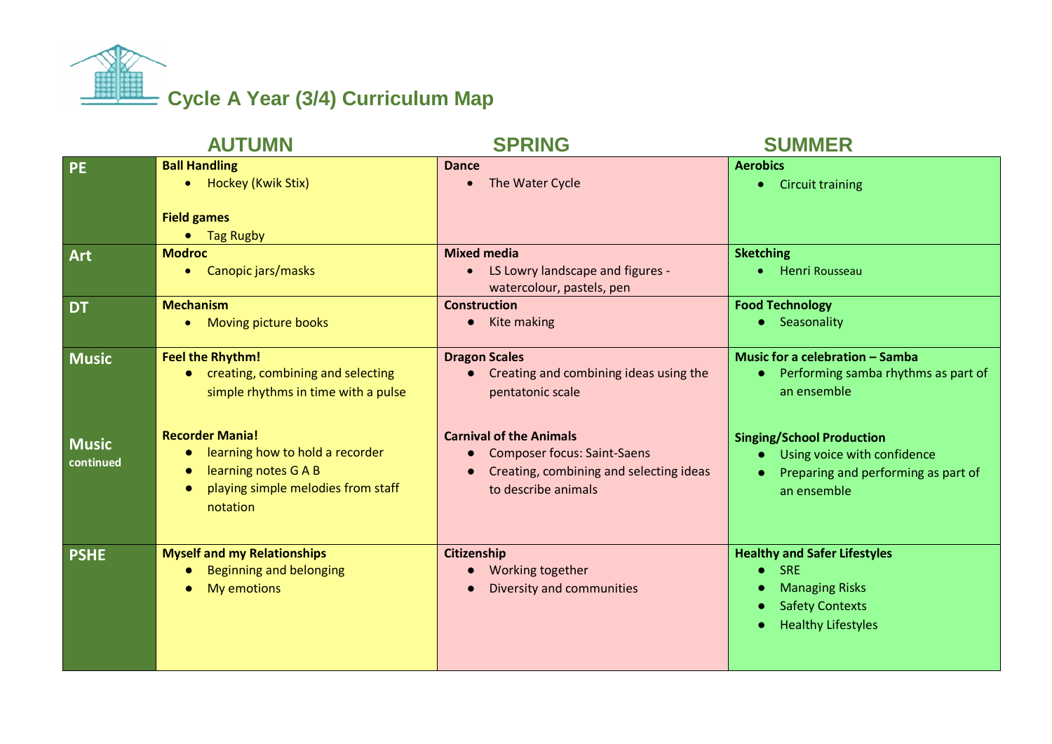# Cycle A Year (3/4) Curriculum Map

| | AUTUMN | SPRING | SUMMER |
|---|---|---|---|
| **PE** | **Ball Handling**<br>• Hockey (Kwik Stix)<br><br>**Field games**<br>• Tag Rugby | **Dance**<br>• The Water Cycle | **Aerobics**<br>• Circuit training |
| **Art** | **Modroc**<br>• Canopic jars/masks | **Mixed media**<br>• LS Lowry landscape and figures - watercolour, pastels, pen | **Sketching**<br>• Henri Rousseau |
| **DT** | **Mechanism**<br>• Moving picture books | **Construction**<br>• Kite making | **Food Technology**<br>• Seasonality |
| **Music** | **Feel the Rhythm!**<br>• creating, combining and selecting simple rhythms in time with a pulse | **Dragon Scales**<br>• Creating and combining ideas using the pentatonic scale | **Music for a celebration – Samba**<br>• Performing samba rhythms as part of an ensemble |
| **Music continued** | **Recorder Mania!**<br>• learning how to hold a recorder<br>• learning notes G A B<br>• playing simple melodies from staff notation | **Carnival of the Animals**<br>• Composer focus: Saint-Saens<br>• Creating, combining and selecting ideas to describe animals | **Singing/School Production**<br>• Using voice with confidence<br>• Preparing and performing as part of an ensemble |
| **PSHE** | **Myself and my Relationships**<br>• Beginning and belonging<br>• My emotions | **Citizenship**<br>• Working together<br>• Diversity and communities | **Healthy and Safer Lifestyles**<br>• SRE<br>• Managing Risks<br>• Safety Contexts<br>• Healthy Lifestyles |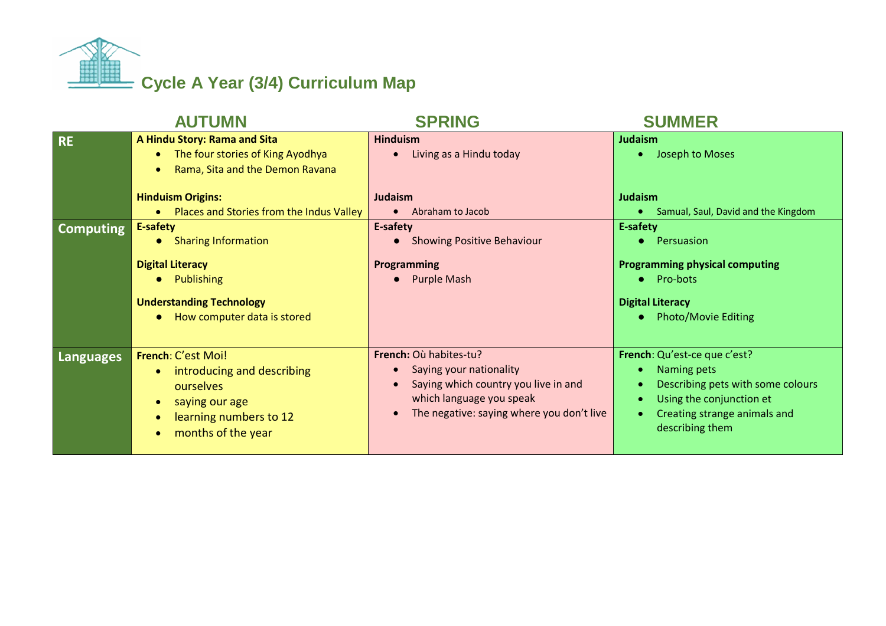# Cycle A Year (3/4) Curriculum Map

| | AUTUMN | SPRING | SUMMER |
|---|---|---|---|
| **RE** | **A Hindu Story: Rama and Sita**<br>• The four stories of King Ayodhya<br>• Rama, Sita and the Demon Ravana<br><br>**Hinduism Origins:**<br>• Places and Stories from the Indus Valley | **Hinduism**<br>• Living as a Hindu today<br><br>**Judaism**<br>• Abraham to Jacob | **Judaism**<br>• Joseph to Moses<br><br>**Judaism**<br>• Samual, Saul, David and the Kingdom |
| **Computing** | **E-safety**<br>• Sharing Information<br><br>**Digital Literacy**<br>• Publishing<br><br>**Understanding Technology**<br>• How computer data is stored | **E-safety**<br>• Showing Positive Behaviour<br><br>**Programming**<br>• Purple Mash | **E-safety**<br>• Persuasion<br><br>**Programming physical computing**<br>• Pro-bots<br><br>**Digital Literacy**<br>• Photo/Movie Editing |
| **Languages** | **French**: C'est Moi!<br>• introducing and describing ourselves<br>• saying our age<br>• learning numbers to 12<br>• months of the year | **French:** Où habites-tu?<br>• Saying your nationality<br>• Saying which country you live in and which language you speak<br>• The negative: saying where you don't live | **French**: Qu'est-ce que c'est?<br>• Naming pets<br>• Describing pets with some colours<br>• Using the conjunction et<br>• Creating strange animals and describing them |